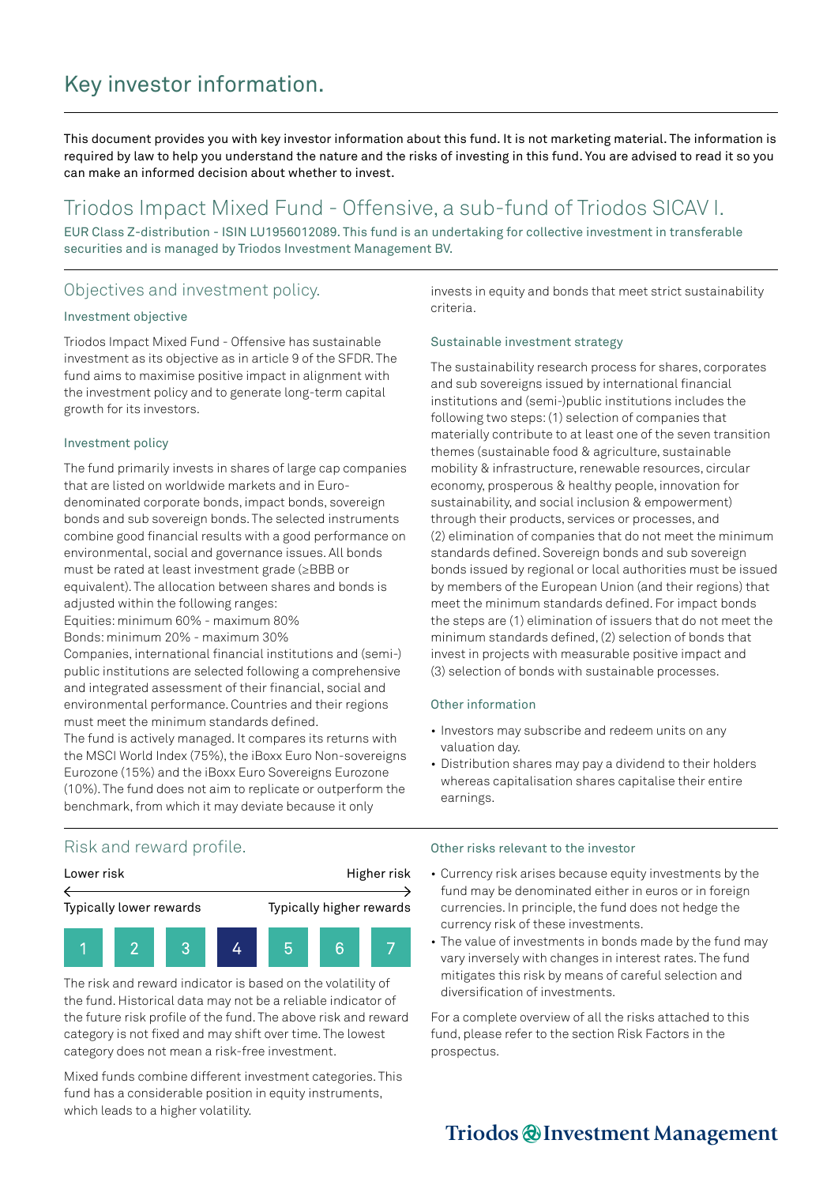# Key investor information.

This document provides you with key investor information about this fund. It is not marketing material. The information is required by law to help you understand the nature and the risks of investing in this fund. You are advised to read it so you can make an informed decision about whether to invest.

## Triodos Impact Mixed Fund - Offensive, a sub-fund of Triodos SICAV I.

EUR Class Z-distribution - ISIN LU1956012089. This fund is an undertaking for collective investment in transferable securities and is managed by Triodos Investment Management BV.

## Objectives and investment policy.

### Investment objective

Triodos Impact Mixed Fund - Offensive has sustainable investment as its objective as in article 9 of the SFDR. The fund aims to maximise positive impact in alignment with the investment policy and to generate long-term capital growth for its investors.

### Investment policy

The fund primarily invests in shares of large cap companies that are listed on worldwide markets and in Euro-denominated corporate bonds, impact bonds, sovereign bonds and sub sovereign bonds. The selected instruments combine good financial results with a good performance on environmental, social and governance issues. All bonds must be rated at least investment grade (≥BBB or equivalent). The allocation between shares and bonds is adjusted within the following ranges:
Equities: minimum 60% - maximum 80%
Bonds: minimum 20% - maximum 30%
Companies, international financial institutions and (semi-) public institutions are selected following a comprehensive and integrated assessment of their financial, social and environmental performance. Countries and their regions must meet the minimum standards defined.
The fund is actively managed. It compares its returns with the MSCI World Index (75%), the iBoxx Euro Non-sovereigns Eurozone (15%) and the iBoxx Euro Sovereigns Eurozone (10%). The fund does not aim to replicate or outperform the benchmark, from which it may deviate because it only invests in equity and bonds that meet strict sustainability criteria.

### Sustainable investment strategy

The sustainability research process for shares, corporates and sub sovereigns issued by international financial institutions and (semi-)public institutions includes the following two steps: (1) selection of companies that materially contribute to at least one of the seven transition themes (sustainable food & agriculture, sustainable mobility & infrastructure, renewable resources, circular economy, prosperous & healthy people, innovation for sustainability, and social inclusion & empowerment) through their products, services or processes, and (2) elimination of companies that do not meet the minimum standards defined. Sovereign bonds and sub sovereign bonds issued by regional or local authorities must be issued by members of the European Union (and their regions) that meet the minimum standards defined. For impact bonds the steps are (1) elimination of issuers that do not meet the minimum standards defined, (2) selection of bonds that invest in projects with measurable positive impact and (3) selection of bonds with sustainable processes.

### Other information

- Investors may subscribe and redeem units on any valuation day.
- Distribution shares may pay a dividend to their holders whereas capitalisation shares capitalise their entire earnings.

## Risk and reward profile.

| Lower risk | | | | | | Higher risk |
|---|---|---|---|---|---|---|
| Typically lower rewards | | | | | | Typically higher rewards |
| 1 | 2 | 3 | **4** | 5 | 6 | 7 |

The risk and reward indicator is based on the volatility of the fund. Historical data may not be a reliable indicator of the future risk profile of the fund. The above risk and reward category is not fixed and may shift over time. The lowest category does not mean a risk-free investment.

Mixed funds combine different investment categories. This fund has a considerable position in equity instruments, which leads to a higher volatility.

### Other risks relevant to the investor

- Currency risk arises because equity investments by the fund may be denominated either in euros or in foreign currencies. In principle, the fund does not hedge the currency risk of these investments.
- The value of investments in bonds made by the fund may vary inversely with changes in interest rates. The fund mitigates this risk by means of careful selection and diversification of investments.

For a complete overview of all the risks attached to this fund, please refer to the section Risk Factors in the prospectus.

Triodos Investment Management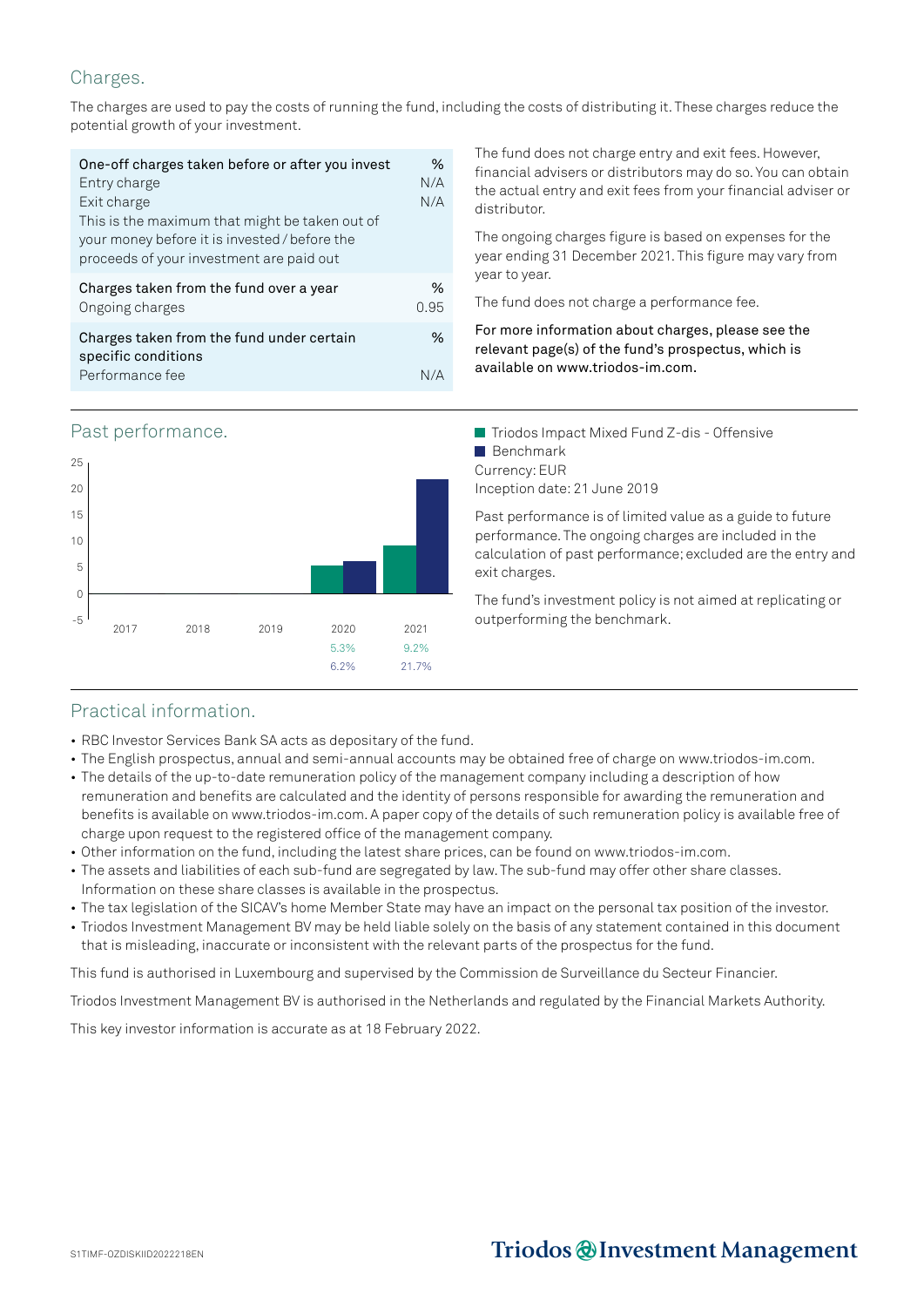## Charges.

The charges are used to pay the costs of running the fund, including the costs of distributing it. These charges reduce the potential growth of your investment.

| One-off charges taken before or after you invest | % |
|---|---|
| Entry charge | N/A |
| Exit charge | N/A |
| This is the maximum that might be taken out of your money before it is invested / before the proceeds of your investment are paid out | |
| **Charges taken from the fund over a year** | **%** |
| Ongoing charges | 0.95 |
| **Charges taken from the fund under certain specific conditions** | **%** |
| Performance fee | N/A |

The fund does not charge entry and exit fees. However, financial advisers or distributors may do so. You can obtain the actual entry and exit fees from your financial adviser or distributor.

The ongoing charges figure is based on expenses for the year ending 31 December 2021. This figure may vary from year to year.

The fund does not charge a performance fee.

For more information about charges, please see the relevant page(s) of the fund's prospectus, which is available on www.triodos-im.com.

## Past performance.

25
20
15
10
5
0
-5

2017 2018 2019 2020 2021

2020: 5.3% 6.2%
2021: 9.2% 21.7%

Triodos Impact Mixed Fund Z-dis - Offensive
Benchmark
Currency: EUR
Inception date: 21 June 2019

Past performance is of limited value as a guide to future performance. The ongoing charges are included in the calculation of past performance; excluded are the entry and exit charges.

The fund's investment policy is not aimed at replicating or outperforming the benchmark.

## Practical information.

- RBC Investor Services Bank SA acts as depositary of the fund.
- The English prospectus, annual and semi-annual accounts may be obtained free of charge on www.triodos-im.com.
- The details of the up-to-date remuneration policy of the management company including a description of how remuneration and benefits are calculated and the identity of persons responsible for awarding the remuneration and benefits is available on www.triodos-im.com. A paper copy of the details of such remuneration policy is available free of charge upon request to the registered office of the management company.
- Other information on the fund, including the latest share prices, can be found on www.triodos-im.com.
- The assets and liabilities of each sub-fund are segregated by law. The sub-fund may offer other share classes. Information on these share classes is available in the prospectus.
- The tax legislation of the SICAV's home Member State may have an impact on the personal tax position of the investor.
- Triodos Investment Management BV may be held liable solely on the basis of any statement contained in this document that is misleading, inaccurate or inconsistent with the relevant parts of the prospectus for the fund.

This fund is authorised in Luxembourg and supervised by the Commission de Surveillance du Secteur Financier.

Triodos Investment Management BV is authorised in the Netherlands and regulated by the Financial Markets Authority.

This key investor information is accurate as at 18 February 2022.

S1TIMF-OZDISKIID2022218EN

Triodos Investment Management